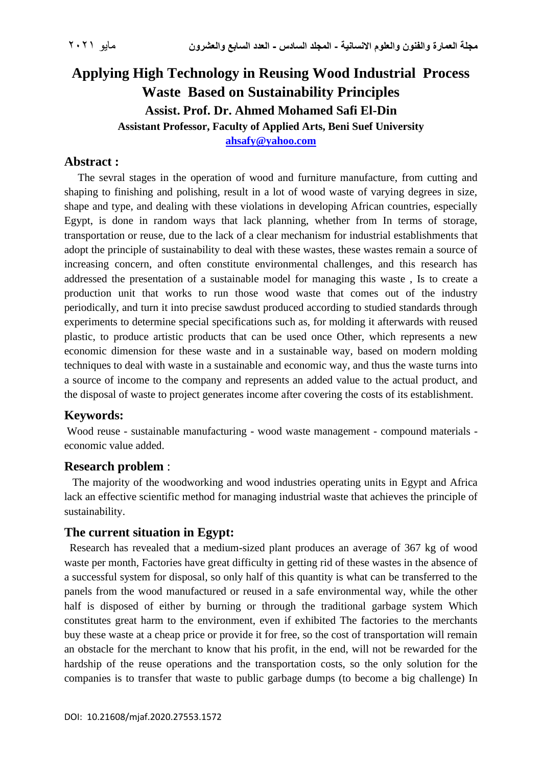# Applying High Technology in Reusing Wood Industrial Process Waste Based on Sustainability Principles

## Assist. Prof. Dr. Ahmed Mohamed Safi El-Din

**Assistant Professor, Faculty of Applied Arts, Beni Suef University**

**ahsafy@yahoo.com**

## Abstract :

The sevral stages in the operation of wood and furniture manufacture, from cutting and shaping to finishing and polishing, result in a lot of wood waste of varying degrees in size, shape and type, and dealing with these violations in developing African countries, especially Egypt, is done in random ways that lack planning, whether from In terms of storage, transportation or reuse, due to the lack of a clear mechanism for industrial establishments that adopt the principle of sustainability to deal with these wastes, these wastes remain a source of increasing concern, and often constitute environmental challenges, and this research has addressed the presentation of a sustainable model for managing this waste , Is to create a production unit that works to run those wood waste that comes out of the industry periodically, and turn it into precise sawdust produced according to studied standards through experiments to determine special specifications such as, for molding it afterwards with reused plastic, to produce artistic products that can be used once Other, which represents a new economic dimension for these waste and in a sustainable way, based on modern molding techniques to deal with waste in a sustainable and economic way, and thus the waste turns into a source of income to the company and represents an added value to the actual product, and the disposal of waste to project generates income after covering the costs of its establishment.

## Keywords:

Wood reuse - sustainable manufacturing - wood waste management - compound materials - economic value added.

## Research problem :

The majority of the woodworking and wood industries operating units in Egypt and Africa lack an effective scientific method for managing industrial waste that achieves the principle of sustainability.

## The current situation in Egypt:

Research has revealed that a medium-sized plant produces an average of 367 kg of wood waste per month, Factories have great difficulty in getting rid of these wastes in the absence of a successful system for disposal, so only half of this quantity is what can be transferred to the panels from the wood manufactured or reused in a safe environmental way, while the other half is disposed of either by burning or through the traditional garbage system Which constitutes great harm to the environment, even if exhibited The factories to the merchants buy these waste at a cheap price or provide it for free, so the cost of transportation will remain an obstacle for the merchant to know that his profit, in the end, will not be rewarded for the hardship of the reuse operations and the transportation costs, so the only solution for the companies is to transfer that waste to public garbage dumps (to become a big challenge) In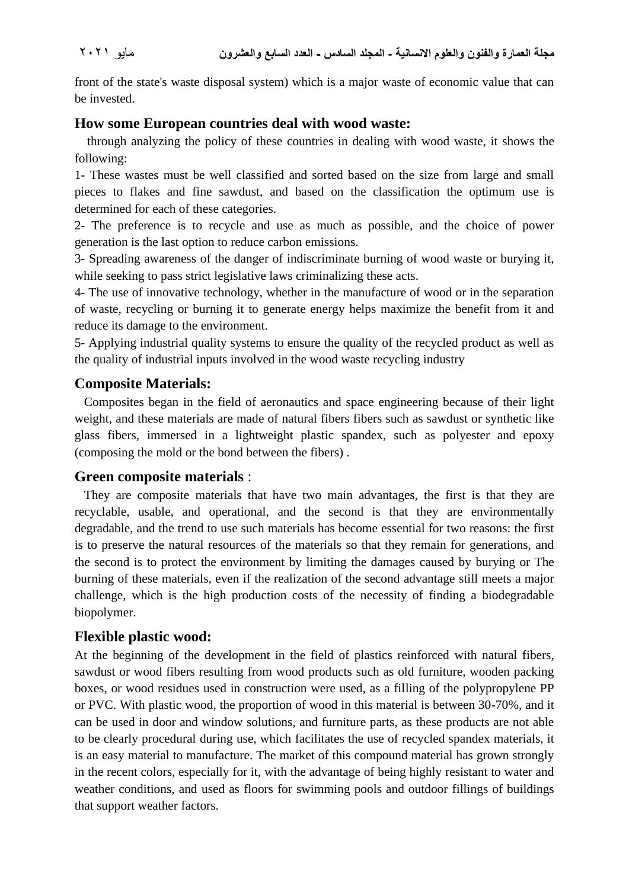front of the state's waste disposal system) which is a major waste of economic value that can be invested.

## How some European countries deal with wood waste:

through analyzing the policy of these countries in dealing with wood waste, it shows the following:

1- These wastes must be well classified and sorted based on the size from large and small pieces to flakes and fine sawdust, and based on the classification the optimum use is determined for each of these categories.

2- The preference is to recycle and use as much as possible, and the choice of power generation is the last option to reduce carbon emissions.

3- Spreading awareness of the danger of indiscriminate burning of wood waste or burying it, while seeking to pass strict legislative laws criminalizing these acts.

4- The use of innovative technology, whether in the manufacture of wood or in the separation of waste, recycling or burning it to generate energy helps maximize the benefit from it and reduce its damage to the environment.

5- Applying industrial quality systems to ensure the quality of the recycled product as well as the quality of industrial inputs involved in the wood waste recycling industry

## Composite Materials:

Composites began in the field of aeronautics and space engineering because of their light weight, and these materials are made of natural fibers fibers such as sawdust or synthetic like glass fibers, immersed in a lightweight plastic spandex, such as polyester and epoxy (composing the mold or the bond between the fibers) .

## Green composite materials :

They are composite materials that have two main advantages, the first is that they are recyclable, usable, and operational, and the second is that they are environmentally degradable, and the trend to use such materials has become essential for two reasons: the first is to preserve the natural resources of the materials so that they remain for generations, and the second is to protect the environment by limiting the damages caused by burying or The burning of these materials, even if the realization of the second advantage still meets a major challenge, which is the high production costs of the necessity of finding a biodegradable biopolymer.

## Flexible plastic wood:

At the beginning of the development in the field of plastics reinforced with natural fibers, sawdust or wood fibers resulting from wood products such as old furniture, wooden packing boxes, or wood residues used in construction were used, as a filling of the polypropylene PP or PVC. With plastic wood, the proportion of wood in this material is between 30-70%, and it can be used in door and window solutions, and furniture parts, as these products are not able to be clearly procedural during use, which facilitates the use of recycled spandex materials, it is an easy material to manufacture. The market of this compound material has grown strongly in the recent colors, especially for it, with the advantage of being highly resistant to water and weather conditions, and used as floors for swimming pools and outdoor fillings of buildings that support weather factors.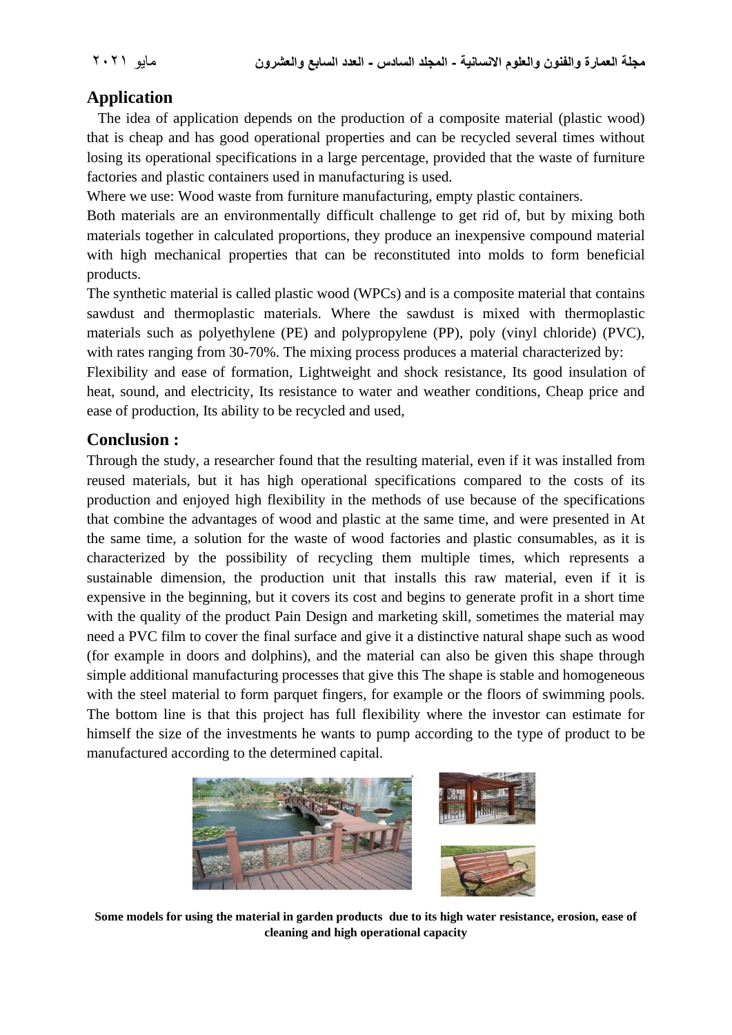## Application

The idea of application depends on the production of a composite material (plastic wood) that is cheap and has good operational properties and can be recycled several times without losing its operational specifications in a large percentage, provided that the waste of furniture factories and plastic containers used in manufacturing is used.

Where we use: Wood waste from furniture manufacturing, empty plastic containers.

Both materials are an environmentally difficult challenge to get rid of, but by mixing both materials together in calculated proportions, they produce an inexpensive compound material with high mechanical properties that can be reconstituted into molds to form beneficial products.

The synthetic material is called plastic wood (WPCs) and is a composite material that contains sawdust and thermoplastic materials. Where the sawdust is mixed with thermoplastic materials such as polyethylene (PE) and polypropylene (PP), poly (vinyl chloride) (PVC), with rates ranging from 30-70%. The mixing process produces a material characterized by:

Flexibility and ease of formation, Lightweight and shock resistance, Its good insulation of heat, sound, and electricity, Its resistance to water and weather conditions, Cheap price and ease of production, Its ability to be recycled and used,

## Conclusion :

Through the study, a researcher found that the resulting material, even if it was installed from reused materials, but it has high operational specifications compared to the costs of its production and enjoyed high flexibility in the methods of use because of the specifications that combine the advantages of wood and plastic at the same time, and were presented in At the same time, a solution for the waste of wood factories and plastic consumables, as it is characterized by the possibility of recycling them multiple times, which represents a sustainable dimension, the production unit that installs this raw material, even if it is expensive in the beginning, but it covers its cost and begins to generate profit in a short time with the quality of the product Pain Design and marketing skill, sometimes the material may need a PVC film to cover the final surface and give it a distinctive natural shape such as wood (for example in doors and dolphins), and the material can also be given this shape through simple additional manufacturing processes that give this The shape is stable and homogeneous with the steel material to form parquet fingers, for example or the floors of swimming pools. The bottom line is that this project has full flexibility where the investor can estimate for himself the size of the investments he wants to pump according to the type of product to be manufactured according to the determined capital.

**Some models for using the material in garden products due to its high water resistance, erosion, ease of cleaning and high operational capacity**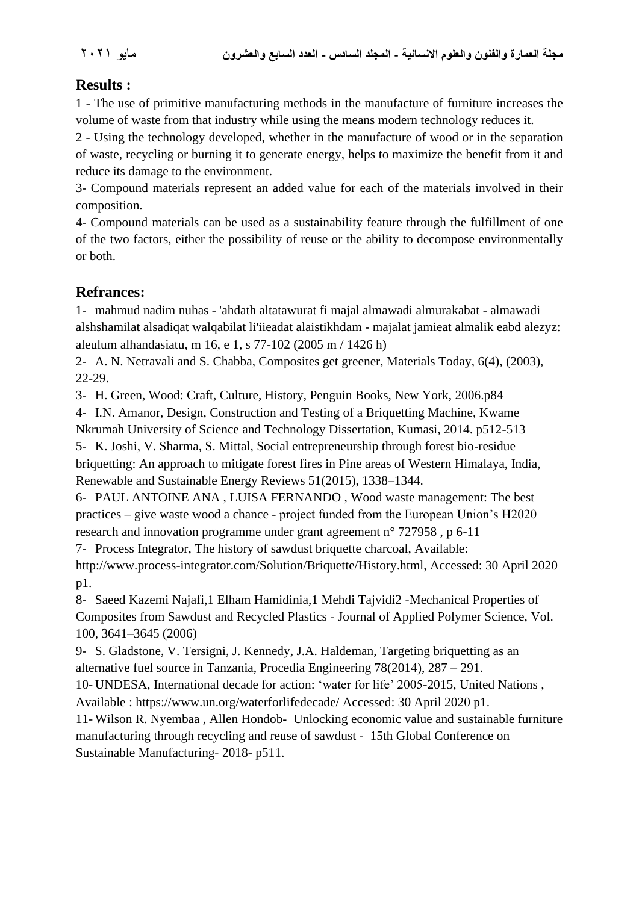## Results :

1 - The use of primitive manufacturing methods in the manufacture of furniture increases the volume of waste from that industry while using the means modern technology reduces it.

2 - Using the technology developed, whether in the manufacture of wood or in the separation of waste, recycling or burning it to generate energy, helps to maximize the benefit from it and reduce its damage to the environment.

3- Compound materials represent an added value for each of the materials involved in their composition.

4- Compound materials can be used as a sustainability feature through the fulfillment of one of the two factors, either the possibility of reuse or the ability to decompose environmentally or both.

## Refrances:

1- mahmud nadim nuhas - 'ahdath altatawurat fi majal almawadi almurakabat - almawadi alshshamilat alsadiqat walqabilat li'iieadat alaistikhdam - majalat jamieat almalik eabd alezyz: aleulum alhandasiatu, m 16, e 1, s 77-102 (2005 m / 1426 h)

2- A. N. Netravali and S. Chabba, Composites get greener, Materials Today, 6(4), (2003), 22-29.

3- H. Green, Wood: Craft, Culture, History, Penguin Books, New York, 2006.p84

4- I.N. Amanor, Design, Construction and Testing of a Briquetting Machine, Kwame Nkrumah University of Science and Technology Dissertation, Kumasi, 2014. p512-513

5- K. Joshi, V. Sharma, S. Mittal, Social entrepreneurship through forest bio-residue briquetting: An approach to mitigate forest fires in Pine areas of Western Himalaya, India, Renewable and Sustainable Energy Reviews 51(2015), 1338–1344.

6- PAUL ANTOINE ANA , LUISA FERNANDO , Wood waste management: The best practices – give waste wood a chance - project funded from the European Union's H2020 research and innovation programme under grant agreement n° 727958 , p 6-11

7- Process Integrator, The history of sawdust briquette charcoal, Available: http://www.process-integrator.com/Solution/Briquette/History.html, Accessed: 30 April 2020 p1.

8- Saeed Kazemi Najafi,1 Elham Hamidinia,1 Mehdi Tajvidi2 -Mechanical Properties of Composites from Sawdust and Recycled Plastics - Journal of Applied Polymer Science, Vol. 100, 3641–3645 (2006)

9- S. Gladstone, V. Tersigni, J. Kennedy, J.A. Haldeman, Targeting briquetting as an alternative fuel source in Tanzania, Procedia Engineering 78(2014), 287 – 291.

10- UNDESA, International decade for action: 'water for life' 2005-2015, United Nations , Available : https://www.un.org/waterforlifedecade/ Accessed: 30 April 2020 p1.

11- Wilson R. Nyembaa , Allen Hondob- Unlocking economic value and sustainable furniture manufacturing through recycling and reuse of sawdust - 15th Global Conference on Sustainable Manufacturing- 2018- p511.